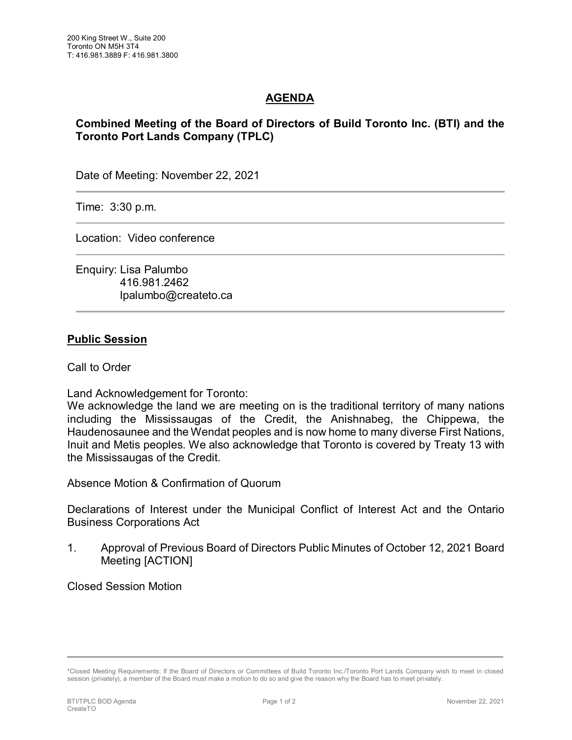200 King Street W., Suite 200
Toronto ON M5H 3T4
T: 416.981.3889 F: 416.981.3800

# AGENDA

## Combined Meeting of the Board of Directors of Build Toronto Inc. (BTI) and the Toronto Port Lands Company (TPLC)

Date of Meeting: November 22, 2021

---

Time: 3:30 p.m.

---

Location: Video conference

---

Enquiry: Lisa Palumbo
416.981.2462
lpalumbo@createto.ca

---

## Public Session

Call to Order

Land Acknowledgement for Toronto:
We acknowledge the land we are meeting on is the traditional territory of many nations including the Mississaugas of the Credit, the Anishnabeg, the Chippewa, the Haudenosaunee and the Wendat peoples and is now home to many diverse First Nations, Inuit and Metis peoples. We also acknowledge that Toronto is covered by Treaty 13 with the Mississaugas of the Credit.

Absence Motion & Confirmation of Quorum

Declarations of Interest under the Municipal Conflict of Interest Act and the Ontario Business Corporations Act

1. Approval of Previous Board of Directors Public Minutes of October 12, 2021 Board Meeting [ACTION]

Closed Session Motion

---

*Closed Meeting Requirements: If the Board of Directors or Committees of Build Toronto Inc./Toronto Port Lands Company wish to meet in closed session (privately), a member of the Board must make a motion to do so and give the reason why the Board has to meet privately.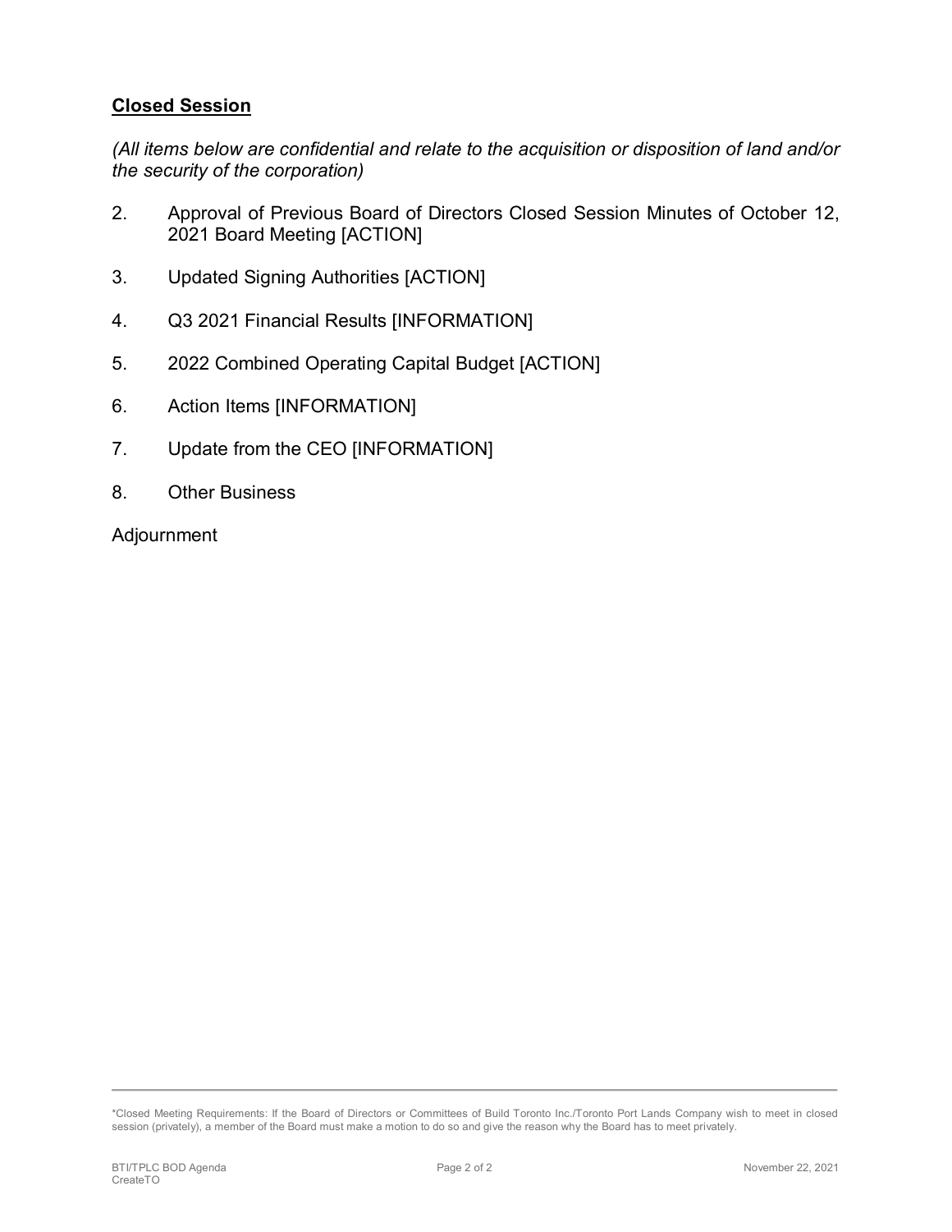## **Closed Session**

*(All items below are confidential and relate to the acquisition or disposition of land and/or the security of the corporation)*

2. Approval of Previous Board of Directors Closed Session Minutes of October 12, 2021 Board Meeting [ACTION]

3. Updated Signing Authorities [ACTION]

4. Q3 2021 Financial Results [INFORMATION]

5. 2022 Combined Operating Capital Budget [ACTION]

6. Action Items [INFORMATION]

7. Update from the CEO [INFORMATION]

8. Other Business

Adjournment

---

*Closed Meeting Requirements: If the Board of Directors or Committees of Build Toronto Inc./Toronto Port Lands Company wish to meet in closed session (privately), a member of the Board must make a motion to do so and give the reason why the Board has to meet privately.